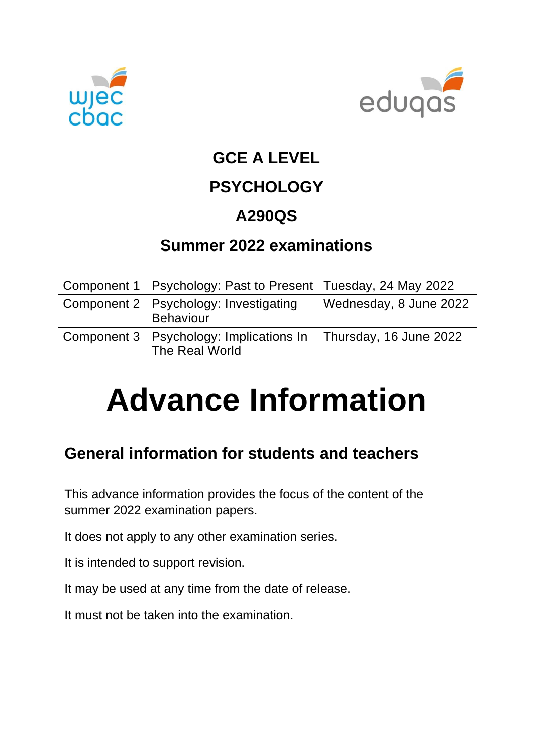# GCE A LEVEL

# PSYCHOLOGY

# A290QS

## Summer 2022 examinations

| | | |
|---|---|---|
| Component 1 | Psychology: Past to Present | Tuesday, 24 May 2022 |
| Component 2 | Psychology: Investigating Behaviour | Wednesday, 8 June 2022 |
| Component 3 | Psychology: Implications In The Real World | Thursday, 16 June 2022 |

# Advance Information

## General information for students and teachers

This advance information provides the focus of the content of the summer 2022 examination papers.

It does not apply to any other examination series.

It is intended to support revision.

It may be used at any time from the date of release.

It must not be taken into the examination.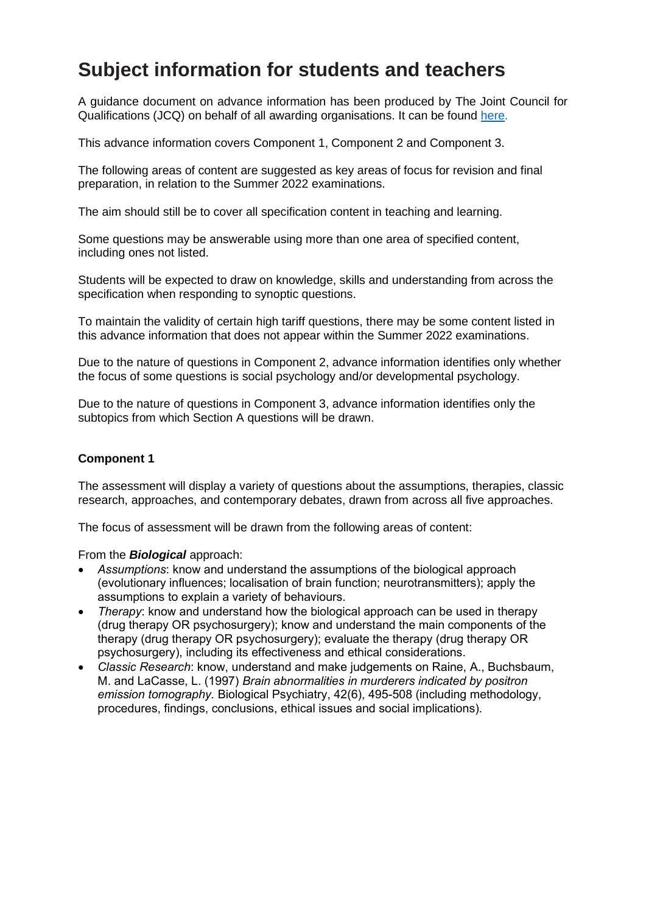# Subject information for students and teachers

A guidance document on advance information has been produced by The Joint Council for Qualifications (JCQ) on behalf of all awarding organisations. It can be found [here.](here)

This advance information covers Component 1, Component 2 and Component 3.

The following areas of content are suggested as key areas of focus for revision and final preparation, in relation to the Summer 2022 examinations.

The aim should still be to cover all specification content in teaching and learning.

Some questions may be answerable using more than one area of specified content, including ones not listed.

Students will be expected to draw on knowledge, skills and understanding from across the specification when responding to synoptic questions.

To maintain the validity of certain high tariff questions, there may be some content listed in this advance information that does not appear within the Summer 2022 examinations.

Due to the nature of questions in Component 2, advance information identifies only whether the focus of some questions is social psychology and/or developmental psychology.

Due to the nature of questions in Component 3, advance information identifies only the subtopics from which Section A questions will be drawn.

**Component 1**

The assessment will display a variety of questions about the assumptions, therapies, classic research, approaches, and contemporary debates, drawn from across all five approaches.

The focus of assessment will be drawn from the following areas of content:

From the ***Biological*** approach:

- *Assumptions*: know and understand the assumptions of the biological approach (evolutionary influences; localisation of brain function; neurotransmitters); apply the assumptions to explain a variety of behaviours.
- *Therapy*: know and understand how the biological approach can be used in therapy (drug therapy OR psychosurgery); know and understand the main components of the therapy (drug therapy OR psychosurgery); evaluate the therapy (drug therapy OR psychosurgery), including its effectiveness and ethical considerations.
- *Classic Research*: know, understand and make judgements on Raine, A., Buchsbaum, M. and LaCasse, L. (1997) *Brain abnormalities in murderers indicated by positron emission tomography.* Biological Psychiatry, 42(6), 495-508 (including methodology, procedures, findings, conclusions, ethical issues and social implications).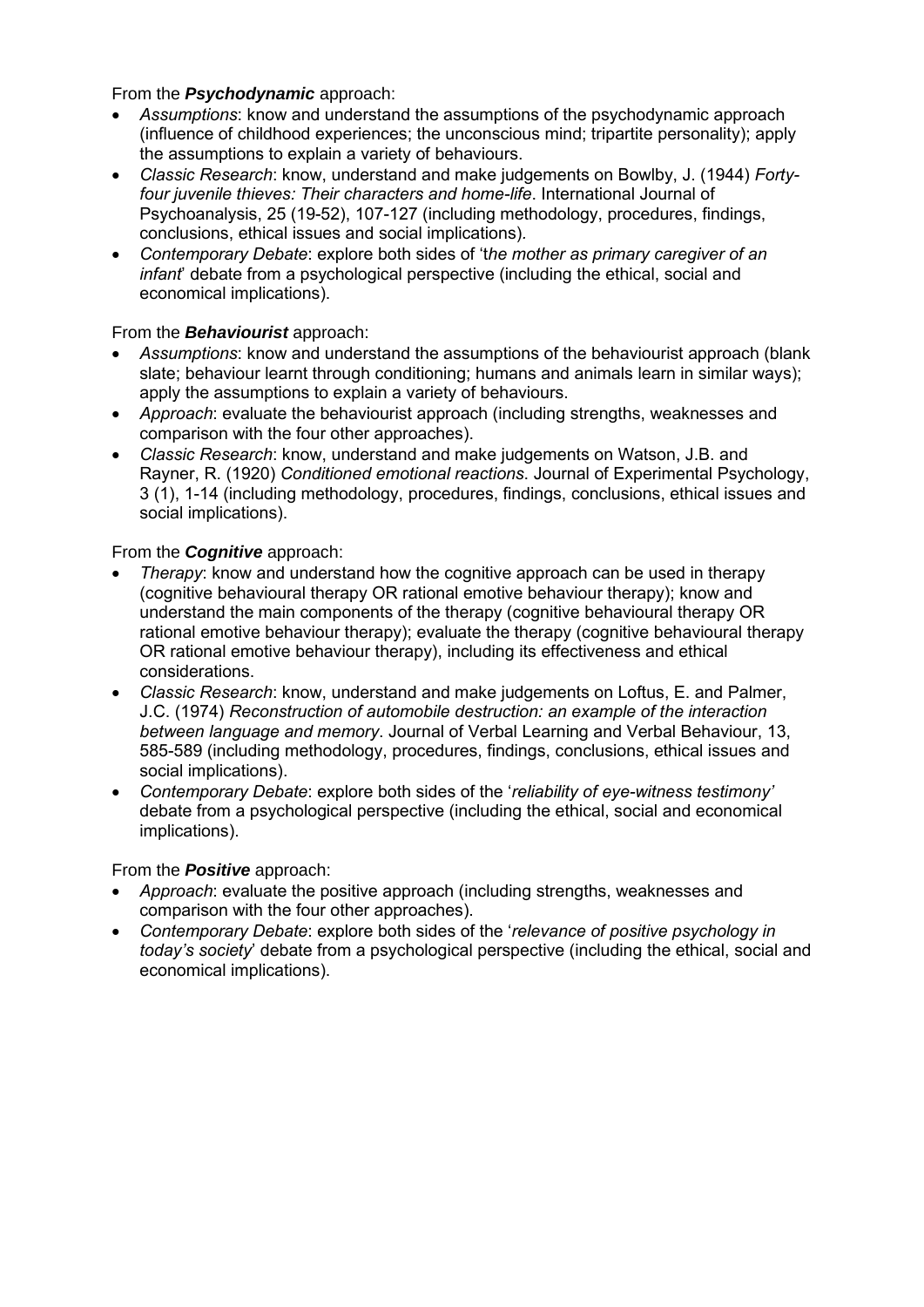From the ***Psychodynamic*** approach:

- *Assumptions*: know and understand the assumptions of the psychodynamic approach (influence of childhood experiences; the unconscious mind; tripartite personality); apply the assumptions to explain a variety of behaviours.
- *Classic Research*: know, understand and make judgements on Bowlby, J. (1944) *Forty-four juvenile thieves: Their characters and home-life*. International Journal of Psychoanalysis, 25 (19-52), 107-127 (including methodology, procedures, findings, conclusions, ethical issues and social implications).
- *Contemporary Debate*: explore both sides of '*the mother as primary caregiver of an infant*' debate from a psychological perspective (including the ethical, social and economical implications).

From the ***Behaviourist*** approach:

- *Assumptions*: know and understand the assumptions of the behaviourist approach (blank slate; behaviour learnt through conditioning; humans and animals learn in similar ways); apply the assumptions to explain a variety of behaviours.
- *Approach*: evaluate the behaviourist approach (including strengths, weaknesses and comparison with the four other approaches).
- *Classic Research*: know, understand and make judgements on Watson, J.B. and Rayner, R. (1920) *Conditioned emotional reactions*. Journal of Experimental Psychology, 3 (1), 1-14 (including methodology, procedures, findings, conclusions, ethical issues and social implications).

From the ***Cognitive*** approach:

- *Therapy*: know and understand how the cognitive approach can be used in therapy (cognitive behavioural therapy OR rational emotive behaviour therapy); know and understand the main components of the therapy (cognitive behavioural therapy OR rational emotive behaviour therapy); evaluate the therapy (cognitive behavioural therapy OR rational emotive behaviour therapy), including its effectiveness and ethical considerations.
- *Classic Research*: know, understand and make judgements on Loftus, E. and Palmer, J.C. (1974) *Reconstruction of automobile destruction: an example of the interaction between language and memory*. Journal of Verbal Learning and Verbal Behaviour, 13, 585-589 (including methodology, procedures, findings, conclusions, ethical issues and social implications).
- *Contemporary Debate*: explore both sides of the '*reliability of eye-witness testimony*' debate from a psychological perspective (including the ethical, social and economical implications).

From the ***Positive*** approach:

- *Approach*: evaluate the positive approach (including strengths, weaknesses and comparison with the four other approaches).
- *Contemporary Debate*: explore both sides of the '*relevance of positive psychology in today's society*' debate from a psychological perspective (including the ethical, social and economical implications).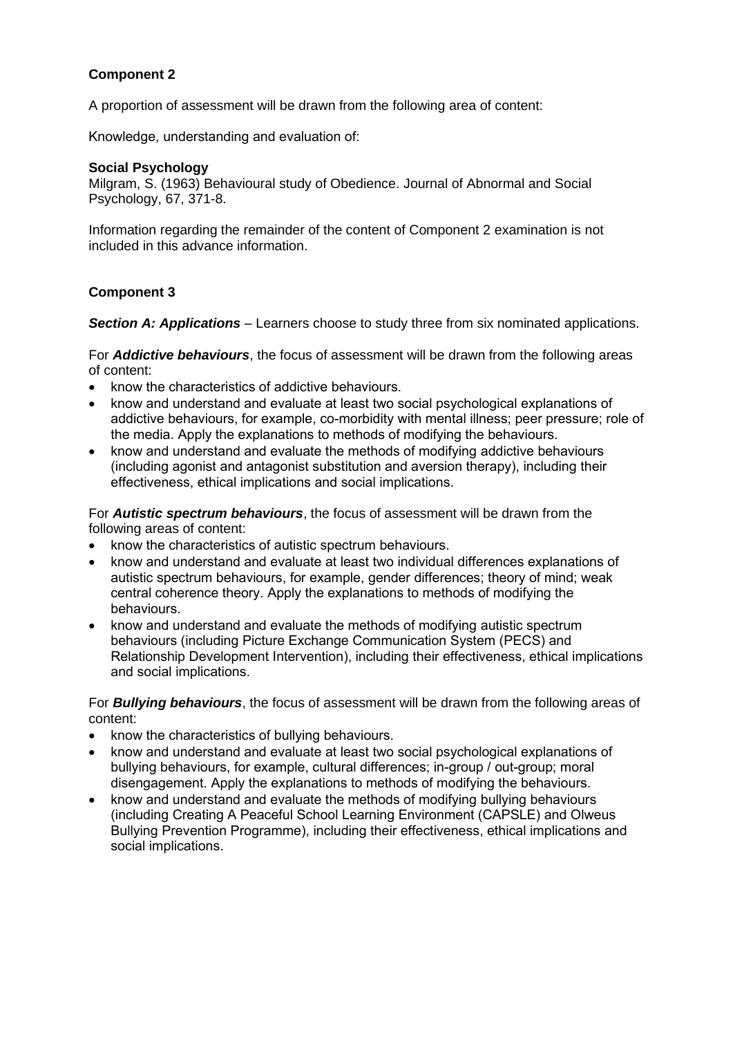## Component 2

A proportion of assessment will be drawn from the following area of content:

Knowledge, understanding and evaluation of:

**Social Psychology**
Milgram, S. (1963) Behavioural study of Obedience. Journal of Abnormal and Social Psychology, 67, 371-8.

Information regarding the remainder of the content of Component 2 examination is not included in this advance information.

## Component 3

***Section A: Applications*** – Learners choose to study three from six nominated applications.

For ***Addictive behaviours***, the focus of assessment will be drawn from the following areas of content:

- know the characteristics of addictive behaviours.
- know and understand and evaluate at least two social psychological explanations of addictive behaviours, for example, co-morbidity with mental illness; peer pressure; role of the media. Apply the explanations to methods of modifying the behaviours.
- know and understand and evaluate the methods of modifying addictive behaviours (including agonist and antagonist substitution and aversion therapy), including their effectiveness, ethical implications and social implications.

For ***Autistic spectrum behaviours***, the focus of assessment will be drawn from the following areas of content:

- know the characteristics of autistic spectrum behaviours.
- know and understand and evaluate at least two individual differences explanations of autistic spectrum behaviours, for example, gender differences; theory of mind; weak central coherence theory. Apply the explanations to methods of modifying the behaviours.
- know and understand and evaluate the methods of modifying autistic spectrum behaviours (including Picture Exchange Communication System (PECS) and Relationship Development Intervention), including their effectiveness, ethical implications and social implications.

For ***Bullying behaviours***, the focus of assessment will be drawn from the following areas of content:

- know the characteristics of bullying behaviours.
- know and understand and evaluate at least two social psychological explanations of bullying behaviours, for example, cultural differences; in-group / out-group; moral disengagement. Apply the explanations to methods of modifying the behaviours.
- know and understand and evaluate the methods of modifying bullying behaviours (including Creating A Peaceful School Learning Environment (CAPSLE) and Olweus Bullying Prevention Programme), including their effectiveness, ethical implications and social implications.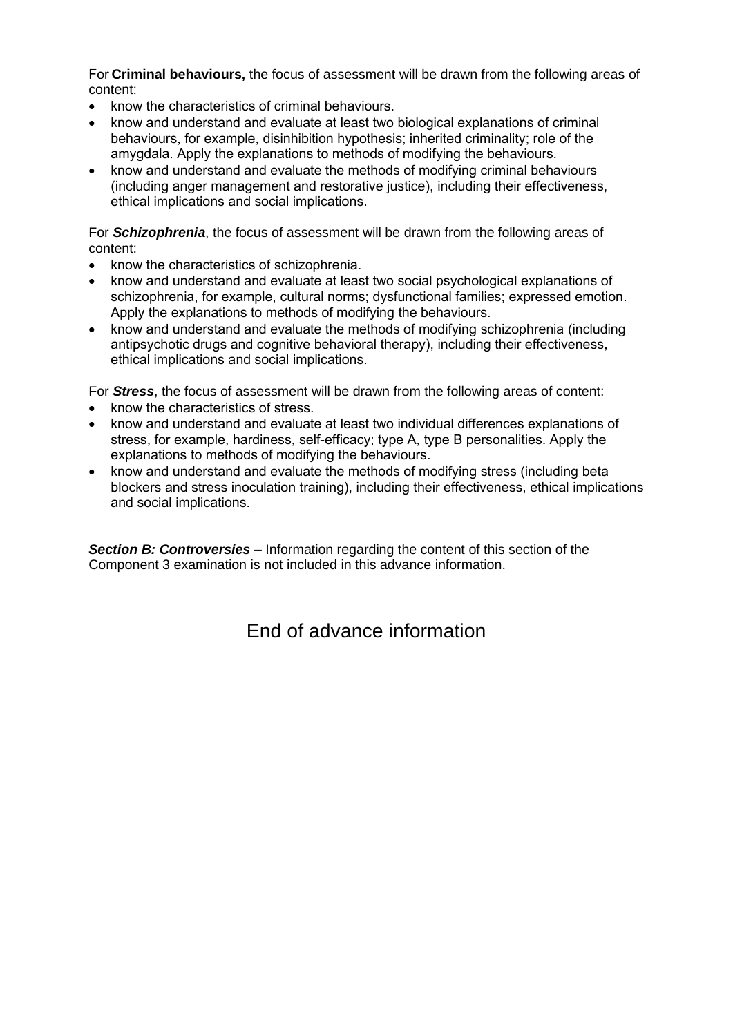For **Criminal behaviours,** the focus of assessment will be drawn from the following areas of content:

- know the characteristics of criminal behaviours.
- know and understand and evaluate at least two biological explanations of criminal behaviours, for example, disinhibition hypothesis; inherited criminality; role of the amygdala. Apply the explanations to methods of modifying the behaviours.
- know and understand and evaluate the methods of modifying criminal behaviours (including anger management and restorative justice), including their effectiveness, ethical implications and social implications.

For ***Schizophrenia***, the focus of assessment will be drawn from the following areas of content:

- know the characteristics of schizophrenia.
- know and understand and evaluate at least two social psychological explanations of schizophrenia, for example, cultural norms; dysfunctional families; expressed emotion. Apply the explanations to methods of modifying the behaviours.
- know and understand and evaluate the methods of modifying schizophrenia (including antipsychotic drugs and cognitive behavioral therapy), including their effectiveness, ethical implications and social implications.

For ***Stress***, the focus of assessment will be drawn from the following areas of content:

- know the characteristics of stress.
- know and understand and evaluate at least two individual differences explanations of stress, for example, hardiness, self-efficacy; type A, type B personalities. Apply the explanations to methods of modifying the behaviours.
- know and understand and evaluate the methods of modifying stress (including beta blockers and stress inoculation training), including their effectiveness, ethical implications and social implications.

***Section B: Controversies* –** Information regarding the content of this section of the Component 3 examination is not included in this advance information.

End of advance information